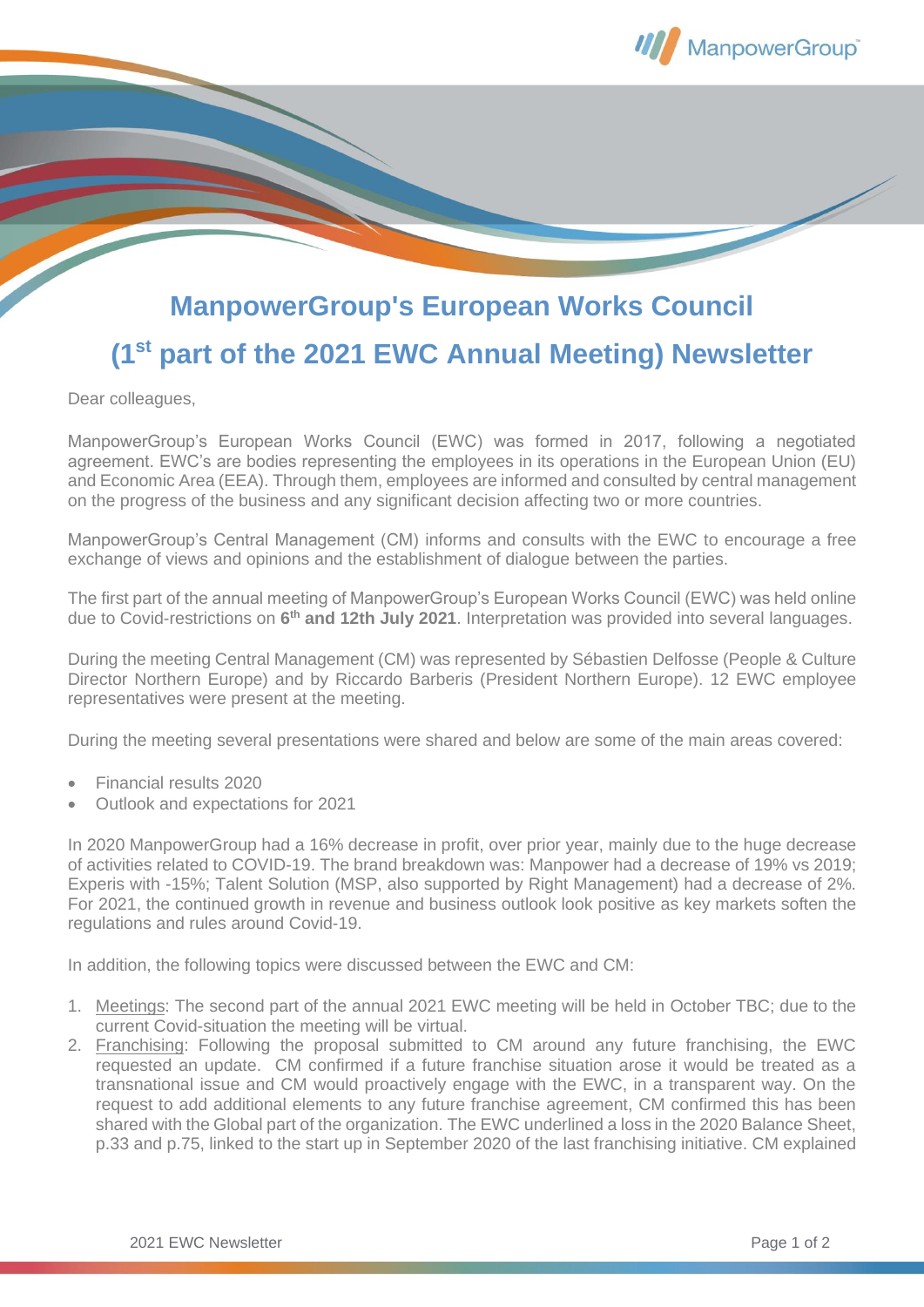# ManpowerGroup's European Works Council

# (1st part of the 2021 EWC Annual Meeting) Newsletter

Dear colleagues,

ManpowerGroup's European Works Council (EWC) was formed in 2017, following a negotiated agreement. EWC's are bodies representing the employees in its operations in the European Union (EU) and Economic Area (EEA). Through them, employees are informed and consulted by central management on the progress of the business and any significant decision affecting two or more countries.

ManpowerGroup's Central Management (CM) informs and consults with the EWC to encourage a free exchange of views and opinions and the establishment of dialogue between the parties.

The first part of the annual meeting of ManpowerGroup's European Works Council (EWC) was held online due to Covid-restrictions on **6th and 12th July 2021**. Interpretation was provided into several languages.

During the meeting Central Management (CM) was represented by Sébastien Delfosse (People & Culture Director Northern Europe) and by Riccardo Barberis (President Northern Europe). 12 EWC employee representatives were present at the meeting.

During the meeting several presentations were shared and below are some of the main areas covered:

- Financial results 2020
- Outlook and expectations for 2021

In 2020 ManpowerGroup had a 16% decrease in profit, over prior year, mainly due to the huge decrease of activities related to COVID-19. The brand breakdown was: Manpower had a decrease of 19% vs 2019; Experis with -15%; Talent Solution (MSP, also supported by Right Management) had a decrease of 2%. For 2021, the continued growth in revenue and business outlook look positive as key markets soften the regulations and rules around Covid-19.

In addition, the following topics were discussed between the EWC and CM:

1. Meetings: The second part of the annual 2021 EWC meeting will be held in October TBC; due to the current Covid-situation the meeting will be virtual.
2. Franchising: Following the proposal submitted to CM around any future franchising, the EWC requested an update. CM confirmed if a future franchise situation arose it would be treated as a transnational issue and CM would proactively engage with the EWC, in a transparent way. On the request to add additional elements to any future franchise agreement, CM confirmed this has been shared with the Global part of the organization. The EWC underlined a loss in the 2020 Balance Sheet, p.33 and p.75, linked to the start up in September 2020 of the last franchising initiative. CM explained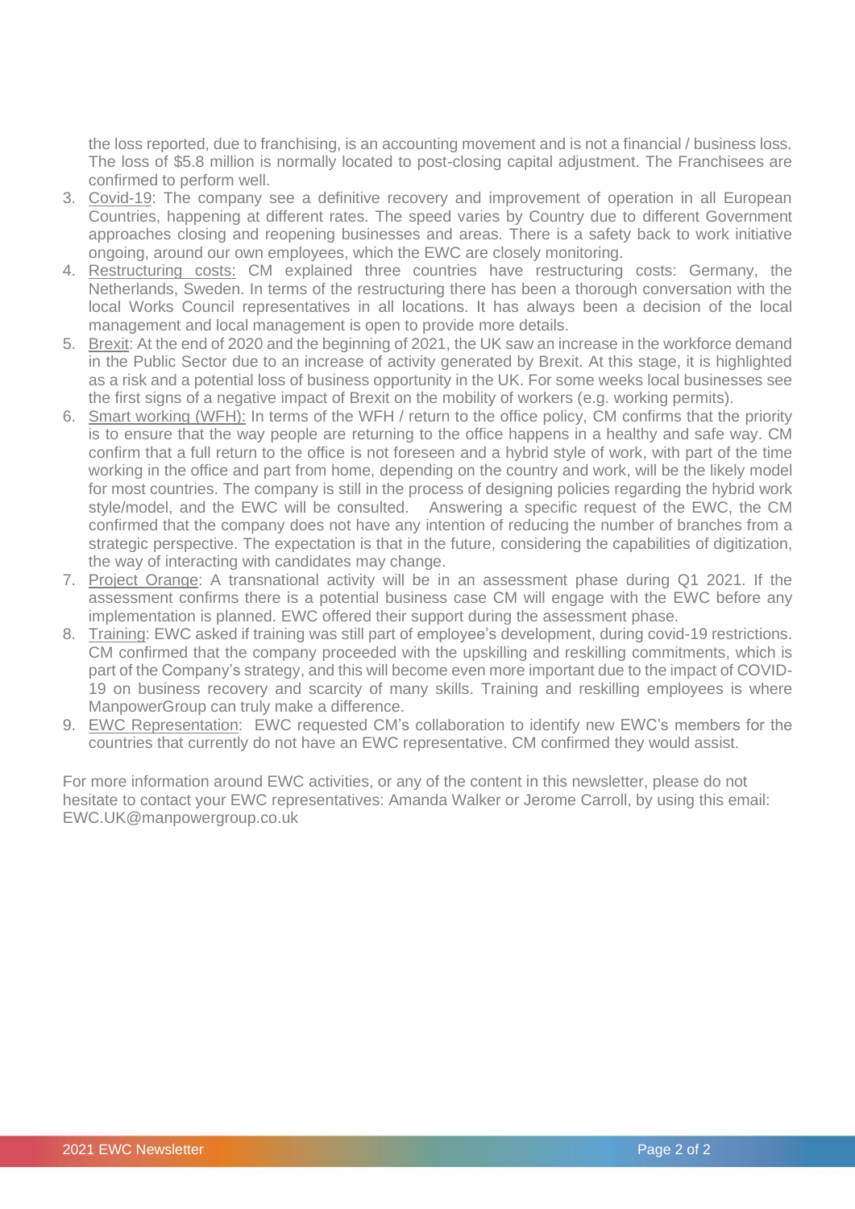the loss reported, due to franchising, is an accounting movement and is not a financial / business loss. The loss of $5.8 million is normally located to post-closing capital adjustment. The Franchisees are confirmed to perform well.

3. Covid-19: The company see a definitive recovery and improvement of operation in all European Countries, happening at different rates. The speed varies by Country due to different Government approaches closing and reopening businesses and areas. There is a safety back to work initiative ongoing, around our own employees, which the EWC are closely monitoring.
4. Restructuring costs: CM explained three countries have restructuring costs: Germany, the Netherlands, Sweden. In terms of the restructuring there has been a thorough conversation with the local Works Council representatives in all locations. It has always been a decision of the local management and local management is open to provide more details.
5. Brexit: At the end of 2020 and the beginning of 2021, the UK saw an increase in the workforce demand in the Public Sector due to an increase of activity generated by Brexit. At this stage, it is highlighted as a risk and a potential loss of business opportunity in the UK. For some weeks local businesses see the first signs of a negative impact of Brexit on the mobility of workers (e.g. working permits).
6. Smart working (WFH): In terms of the WFH / return to the office policy, CM confirms that the priority is to ensure that the way people are returning to the office happens in a healthy and safe way. CM confirm that a full return to the office is not foreseen and a hybrid style of work, with part of the time working in the office and part from home, depending on the country and work, will be the likely model for most countries. The company is still in the process of designing policies regarding the hybrid work style/model, and the EWC will be consulted. Answering a specific request of the EWC, the CM confirmed that the company does not have any intention of reducing the number of branches from a strategic perspective. The expectation is that in the future, considering the capabilities of digitization, the way of interacting with candidates may change.
7. Project Orange: A transnational activity will be in an assessment phase during Q1 2021. If the assessment confirms there is a potential business case CM will engage with the EWC before any implementation is planned. EWC offered their support during the assessment phase.
8. Training: EWC asked if training was still part of employee's development, during covid-19 restrictions. CM confirmed that the company proceeded with the upskilling and reskilling commitments, which is part of the Company's strategy, and this will become even more important due to the impact of COVID-19 on business recovery and scarcity of many skills. Training and reskilling employees is where ManpowerGroup can truly make a difference.
9. EWC Representation: EWC requested CM's collaboration to identify new EWC's members for the countries that currently do not have an EWC representative. CM confirmed they would assist.

For more information around EWC activities, or any of the content in this newsletter, please do not hesitate to contact your EWC representatives: Amanda Walker or Jerome Carroll, by using this email: EWC.UK@manpowergroup.co.uk